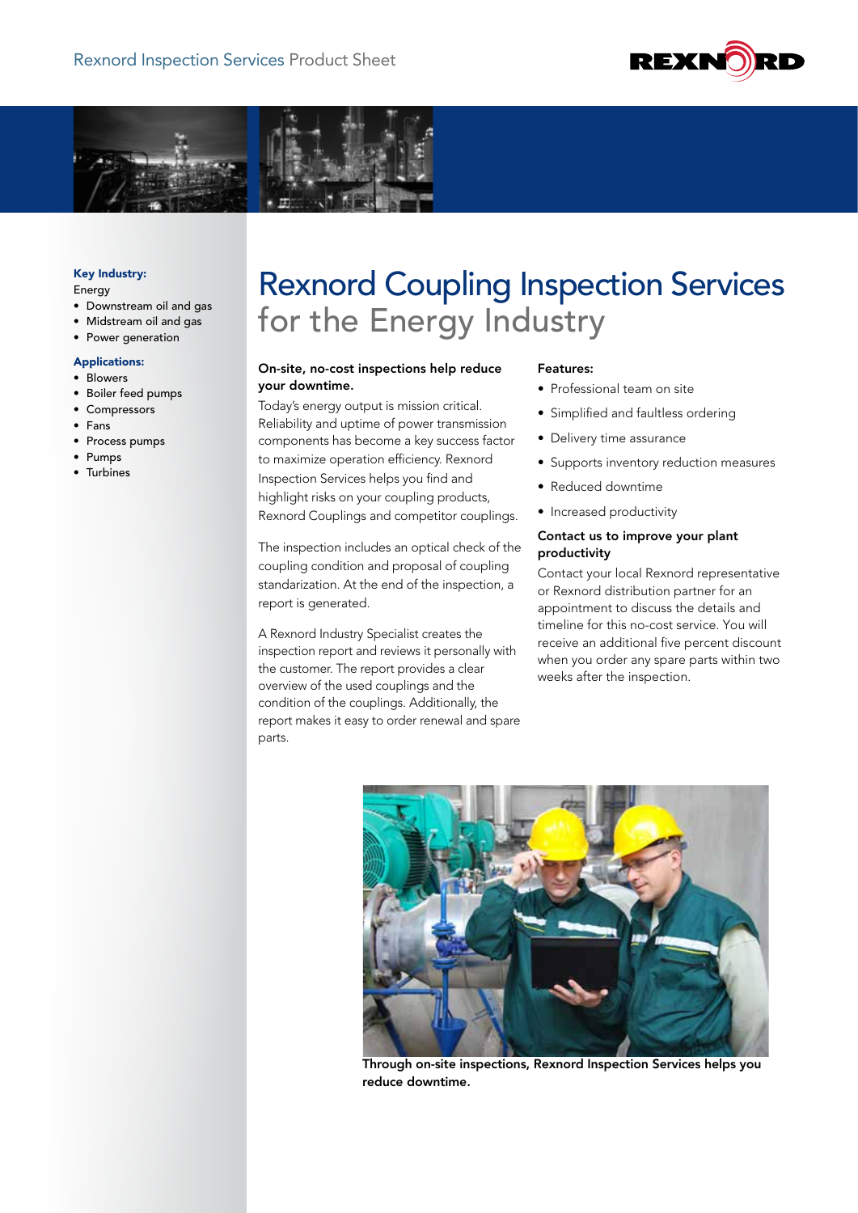Rexnord Inspection Services Product Sheet

# Rexnord Coupling Inspection Services for the Energy Industry

**Key Industry:**

Energy

- Downstream oil and gas
- Midstream oil and gas
- Power generation

**Applications:**

- Blowers
- Boiler feed pumps
- Compressors
- Fans
- Process pumps
- Pumps
- Turbines

**On-site, no-cost inspections help reduce your downtime.**

Today's energy output is mission critical. Reliability and uptime of power transmission components has become a key success factor to maximize operation efficiency. Rexnord Inspection Services helps you find and highlight risks on your coupling products, Rexnord Couplings and competitor couplings.

The inspection includes an optical check of the coupling condition and proposal of coupling standarization. At the end of the inspection, a report is generated.

A Rexnord Industry Specialist creates the inspection report and reviews it personally with the customer. The report provides a clear overview of the used couplings and the condition of the couplings. Additionally, the report makes it easy to order renewal and spare parts.

**Features:**

- Professional team on site
- Simplified and faultless ordering
- Delivery time assurance
- Supports inventory reduction measures
- Reduced downtime
- Increased productivity

**Contact us to improve your plant productivity**

Contact your local Rexnord representative or Rexnord distribution partner for an appointment to discuss the details and timeline for this no-cost service. You will receive an additional five percent discount when you order any spare parts within two weeks after the inspection.

**Through on-site inspections, Rexnord Inspection Services helps you reduce downtime.**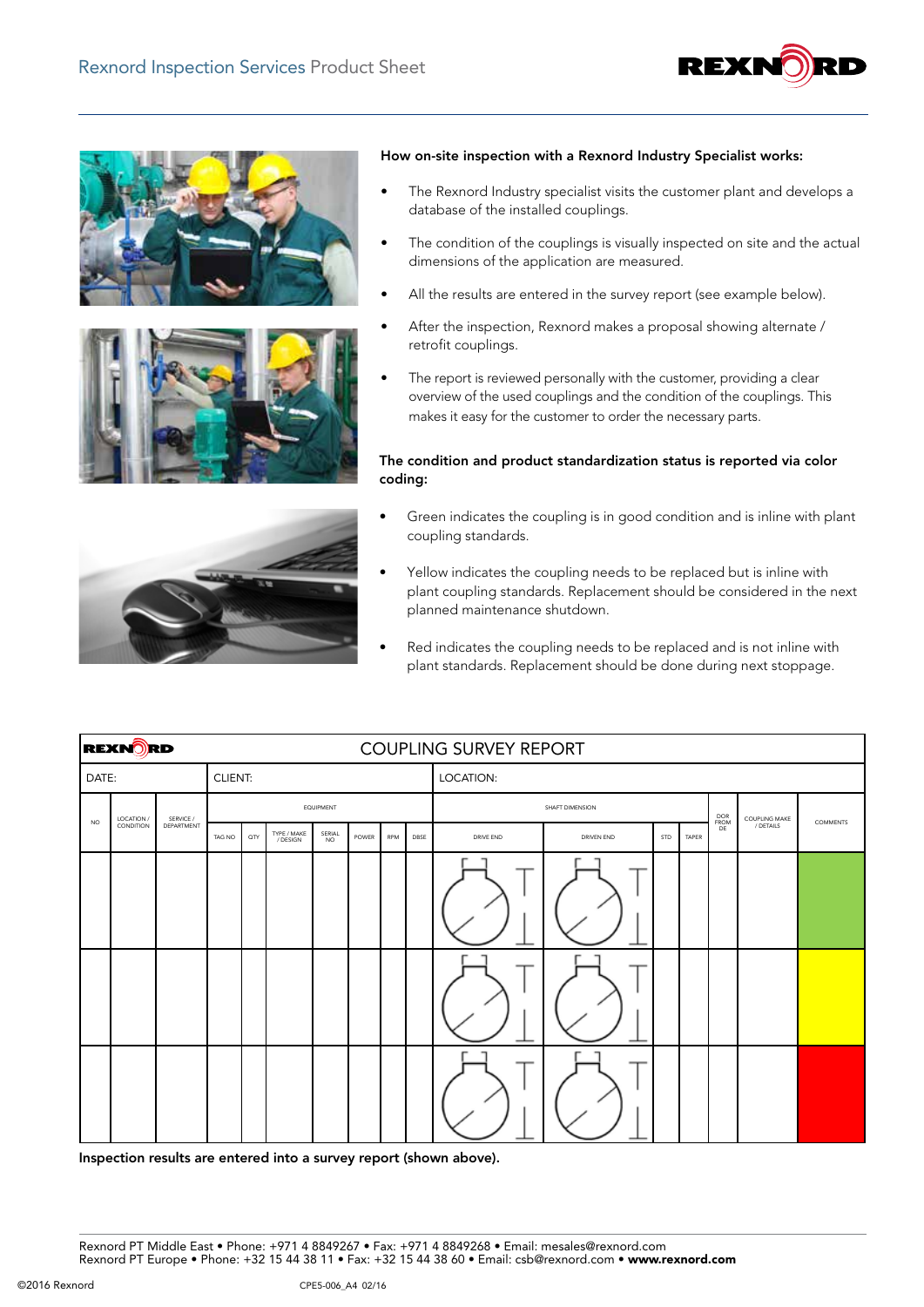Rexnord Inspection Services Product Sheet

**How on-site inspection with a Rexnord Industry Specialist works:**

- The Rexnord Industry specialist visits the customer plant and develops a database of the installed couplings.
- The condition of the couplings is visually inspected on site and the actual dimensions of the application are measured.
- All the results are entered in the survey report (see example below).
- After the inspection, Rexnord makes a proposal showing alternate / retrofit couplings.
- The report is reviewed personally with the customer, providing a clear overview of the used couplings and the condition of the couplings. This makes it easy for the customer to order the necessary parts.

**The condition and product standardization status is reported via color coding:**

- Green indicates the coupling is in good condition and is inline with plant coupling standards.
- Yellow indicates the coupling needs to be replaced but is inline with plant coupling standards. Replacement should be considered in the next planned maintenance shutdown.
- Red indicates the coupling needs to be replaced and is not inline with plant standards. Replacement should be done during next stoppage.

REXNORD COUPLING SURVEY REPORT

DATE: CLIENT: LOCATION:

| NO | LOCATION / CONDITION | SERVICE / DEPARTMENT | EQUIPMENT | | | | | | | SHAFT DIMENSION | | | | DOR FROM DE | COUPLING MAKE / DETAILS | COMMENTS |
|---|---|---|---|---|---|---|---|---|---|---|---|---|---|---|---|---|
| | | | TAG NO | QTY | TYPE / MAKE / DESIGN | SERIAL NO | POWER | RPM | DBSE | DRIVE END | DRIVEN END | STD | TAPER | | | |
| | | | | | | | | | | | | | | | | |
| | | | | | | | | | | | | | | | | |
| | | | | | | | | | | | | | | | | |

**Inspection results are entered into a survey report (shown above).**

Rexnord PT Middle East • Phone: +971 4 8849267 • Fax: +971 4 8849268 • Email: mesales@rexnord.com
Rexnord PT Europe • Phone: +32 15 44 38 11 • Fax: +32 15 44 38 60 • Email: csb@rexnord.com • **www.rexnord.com**

©2016 Rexnord CPE5-006_A4 02/16